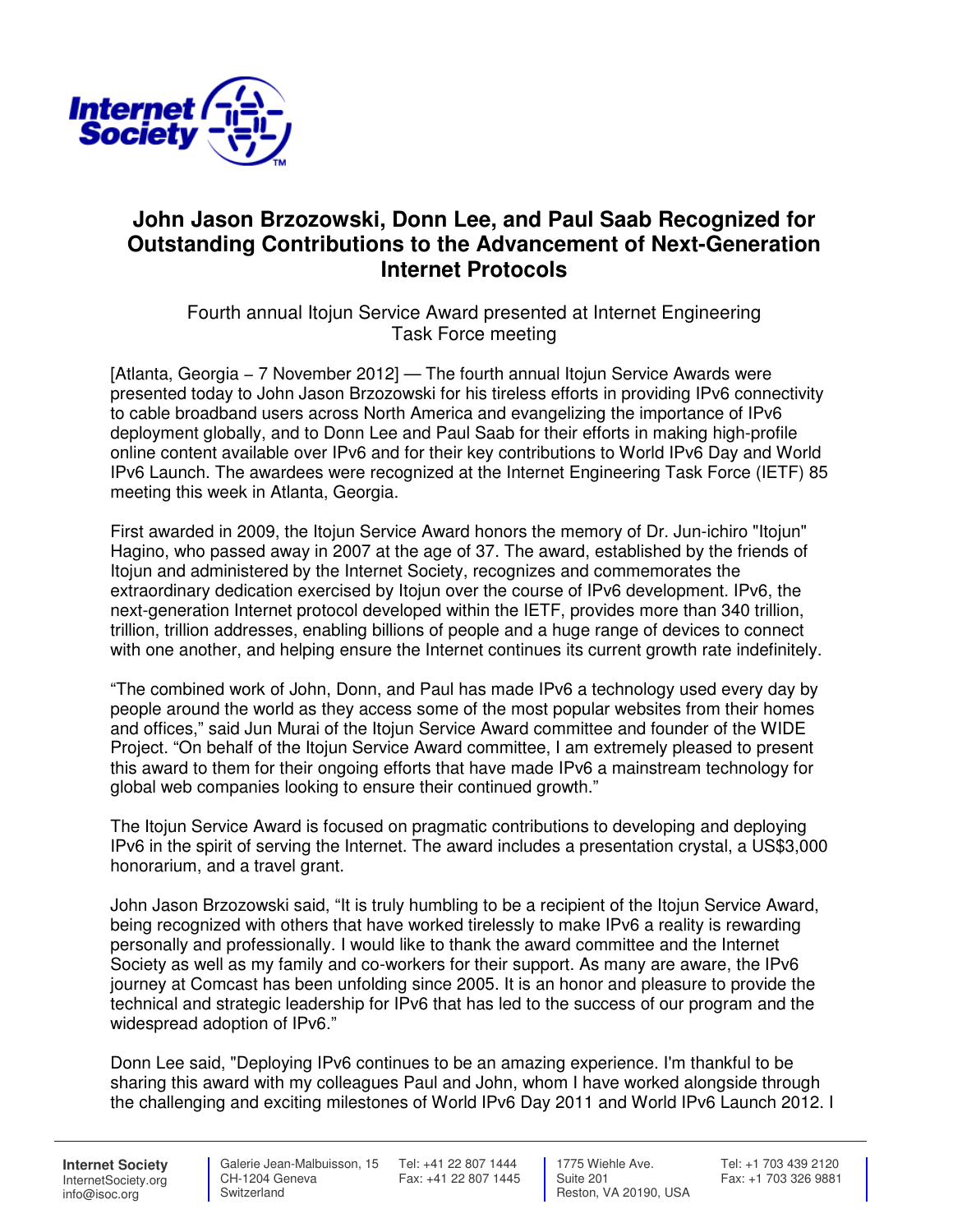# John Jason Brzozowski, Donn Lee, and Paul Saab Recognized for Outstanding Contributions to the Advancement of Next-Generation Internet Protocols

Fourth annual Itojun Service Award presented at Internet Engineering Task Force meeting

[Atlanta, Georgia – 7 November 2012] — The fourth annual Itojun Service Awards were presented today to John Jason Brzozowski for his tireless efforts in providing IPv6 connectivity to cable broadband users across North America and evangelizing the importance of IPv6 deployment globally, and to Donn Lee and Paul Saab for their efforts in making high-profile online content available over IPv6 and for their key contributions to World IPv6 Day and World IPv6 Launch. The awardees were recognized at the Internet Engineering Task Force (IETF) 85 meeting this week in Atlanta, Georgia.

First awarded in 2009, the Itojun Service Award honors the memory of Dr. Jun-ichiro "Itojun" Hagino, who passed away in 2007 at the age of 37. The award, established by the friends of Itojun and administered by the Internet Society, recognizes and commemorates the extraordinary dedication exercised by Itojun over the course of IPv6 development. IPv6, the next-generation Internet protocol developed within the IETF, provides more than 340 trillion, trillion, trillion addresses, enabling billions of people and a huge range of devices to connect with one another, and helping ensure the Internet continues its current growth rate indefinitely.

“The combined work of John, Donn, and Paul has made IPv6 a technology used every day by people around the world as they access some of the most popular websites from their homes and offices,” said Jun Murai of the Itojun Service Award committee and founder of the WIDE Project. “On behalf of the Itojun Service Award committee, I am extremely pleased to present this award to them for their ongoing efforts that have made IPv6 a mainstream technology for global web companies looking to ensure their continued growth.”

The Itojun Service Award is focused on pragmatic contributions to developing and deploying IPv6 in the spirit of serving the Internet. The award includes a presentation crystal, a US$3,000 honorarium, and a travel grant.

John Jason Brzozowski said, “It is truly humbling to be a recipient of the Itojun Service Award, being recognized with others that have worked tirelessly to make IPv6 a reality is rewarding personally and professionally. I would like to thank the award committee and the Internet Society as well as my family and co-workers for their support. As many are aware, the IPv6 journey at Comcast has been unfolding since 2005. It is an honor and pleasure to provide the technical and strategic leadership for IPv6 that has led to the success of our program and the widespread adoption of IPv6.”

Donn Lee said, "Deploying IPv6 continues to be an amazing experience. I'm thankful to be sharing this award with my colleagues Paul and John, whom I have worked alongside through the challenging and exciting milestones of World IPv6 Day 2011 and World IPv6 Launch 2012. I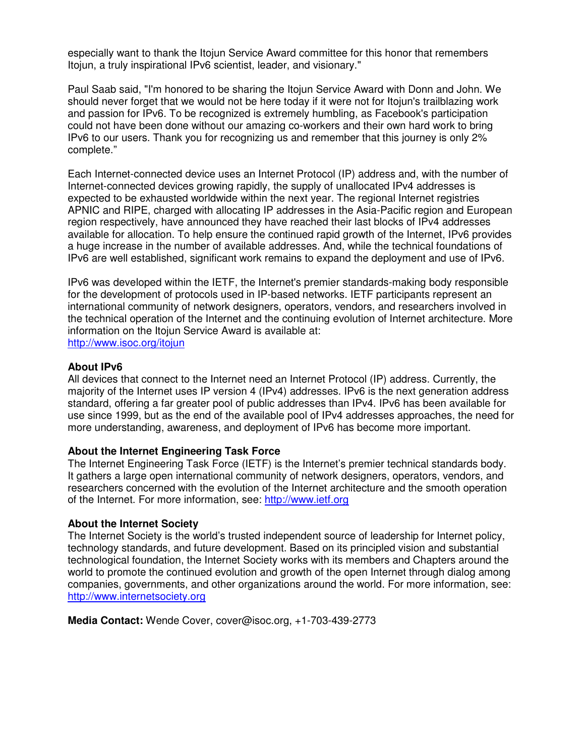especially want to thank the Itojun Service Award committee for this honor that remembers Itojun, a truly inspirational IPv6 scientist, leader, and visionary."

Paul Saab said, "I'm honored to be sharing the Itojun Service Award with Donn and John. We should never forget that we would not be here today if it were not for Itojun's trailblazing work and passion for IPv6. To be recognized is extremely humbling, as Facebook's participation could not have been done without our amazing co-workers and their own hard work to bring IPv6 to our users. Thank you for recognizing us and remember that this journey is only 2% complete."

Each Internet-connected device uses an Internet Protocol (IP) address and, with the number of Internet-connected devices growing rapidly, the supply of unallocated IPv4 addresses is expected to be exhausted worldwide within the next year. The regional Internet registries APNIC and RIPE, charged with allocating IP addresses in the Asia-Pacific region and European region respectively, have announced they have reached their last blocks of IPv4 addresses available for allocation. To help ensure the continued rapid growth of the Internet, IPv6 provides a huge increase in the number of available addresses. And, while the technical foundations of IPv6 are well established, significant work remains to expand the deployment and use of IPv6.

IPv6 was developed within the IETF, the Internet's premier standards-making body responsible for the development of protocols used in IP-based networks. IETF participants represent an international community of network designers, operators, vendors, and researchers involved in the technical operation of the Internet and the continuing evolution of Internet architecture. More information on the Itojun Service Award is available at:
http://www.isoc.org/itojun

**About IPv6**
All devices that connect to the Internet need an Internet Protocol (IP) address. Currently, the majority of the Internet uses IP version 4 (IPv4) addresses. IPv6 is the next generation address standard, offering a far greater pool of public addresses than IPv4. IPv6 has been available for use since 1999, but as the end of the available pool of IPv4 addresses approaches, the need for more understanding, awareness, and deployment of IPv6 has become more important.

**About the Internet Engineering Task Force**
The Internet Engineering Task Force (IETF) is the Internet's premier technical standards body. It gathers a large open international community of network designers, operators, vendors, and researchers concerned with the evolution of the Internet architecture and the smooth operation of the Internet. For more information, see: http://www.ietf.org

**About the Internet Society**
The Internet Society is the world's trusted independent source of leadership for Internet policy, technology standards, and future development. Based on its principled vision and substantial technological foundation, the Internet Society works with its members and Chapters around the world to promote the continued evolution and growth of the open Internet through dialog among companies, governments, and other organizations around the world. For more information, see: http://www.internetsociety.org

**Media Contact:** Wende Cover, cover@isoc.org, +1-703-439-2773